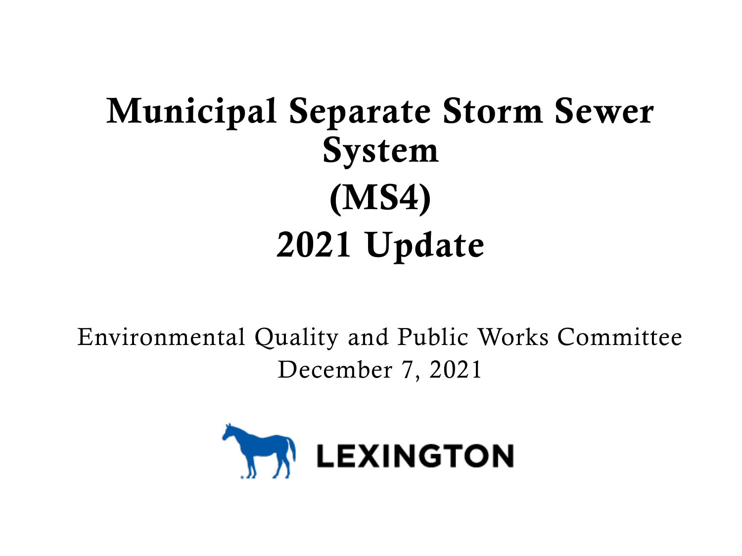# Municipal Separate Storm Sewer System (MS4) 2021 Update

Environmental Quality and Public Works Committee
December 7, 2021

LEXINGTON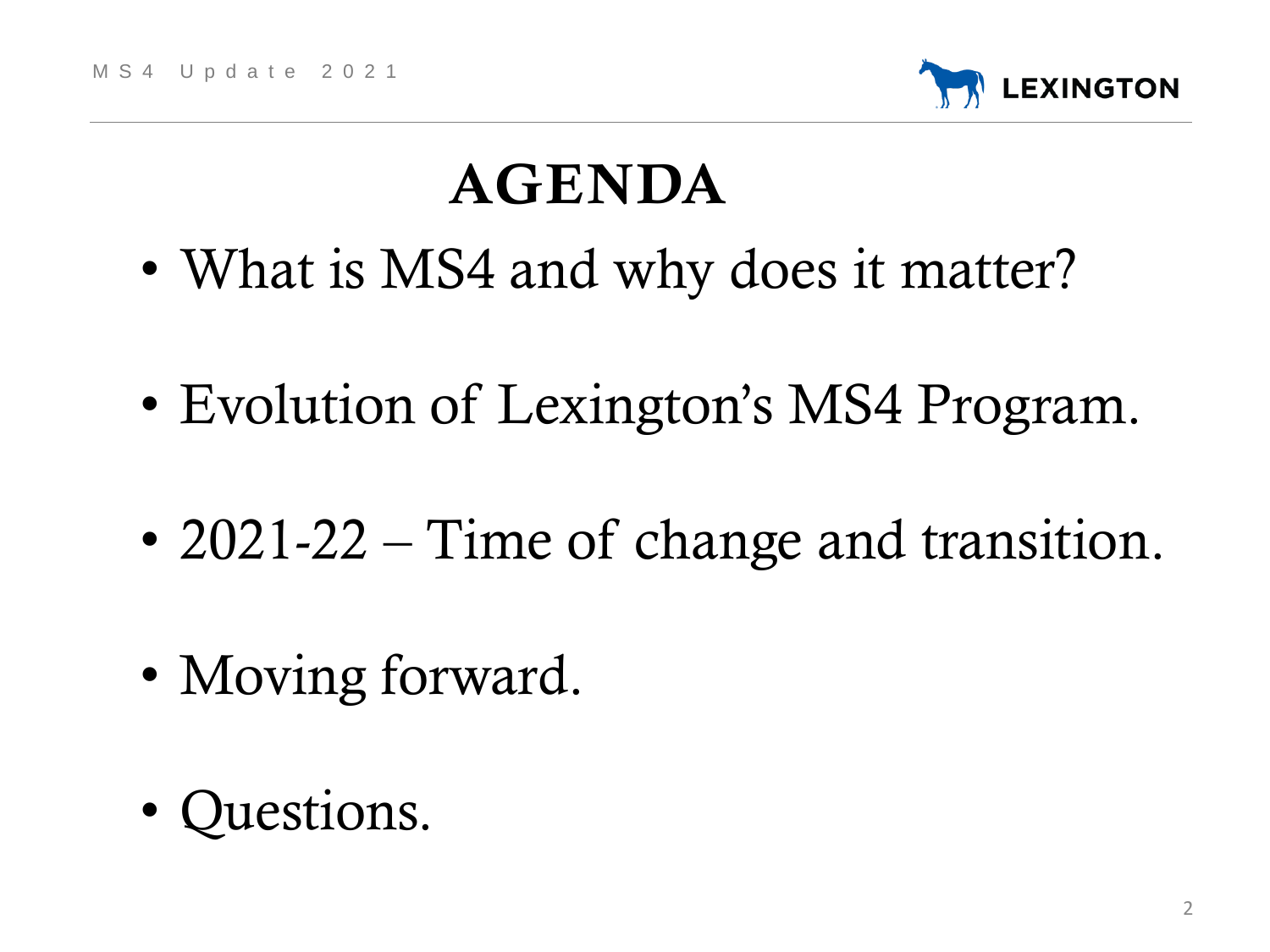# AGENDA

- What is MS4 and why does it matter?
- Evolution of Lexington's MS4 Program.
- 2021-22 – Time of change and transition.
- Moving forward.
- Questions.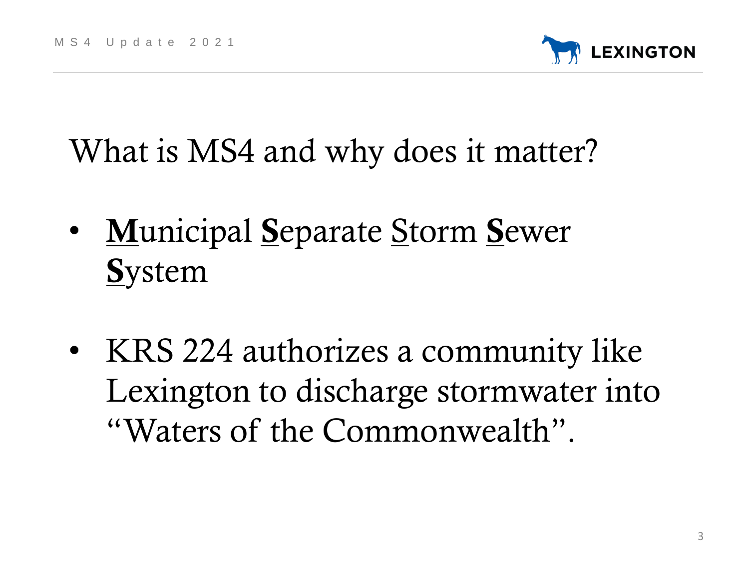# What is MS4 and why does it matter?

- **M**unicipal **S**eparate Storm **S**ewer **S**ystem

- KRS 224 authorizes a community like Lexington to discharge stormwater into "Waters of the Commonwealth".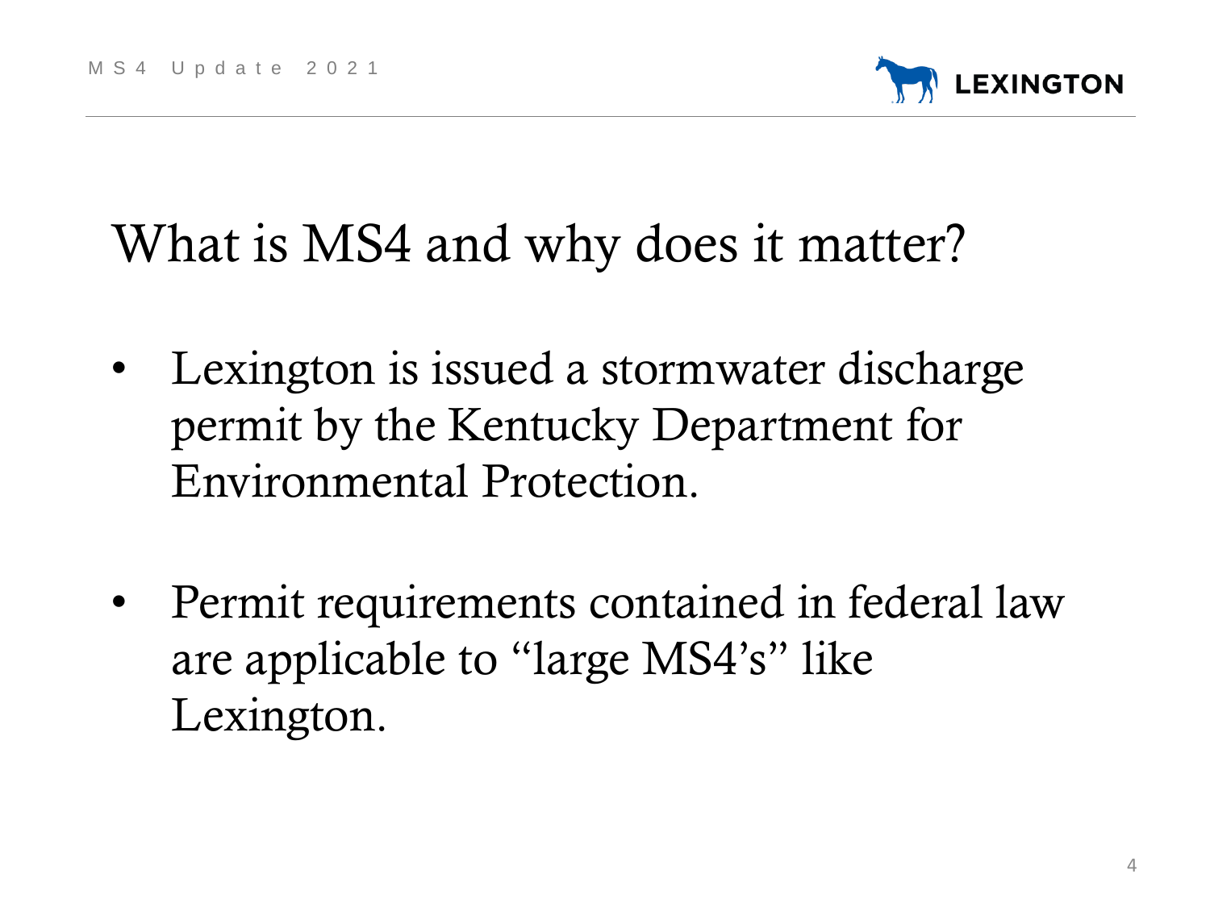# What is MS4 and why does it matter?

- Lexington is issued a stormwater discharge permit by the Kentucky Department for Environmental Protection.

- Permit requirements contained in federal law are applicable to “large MS4’s” like Lexington.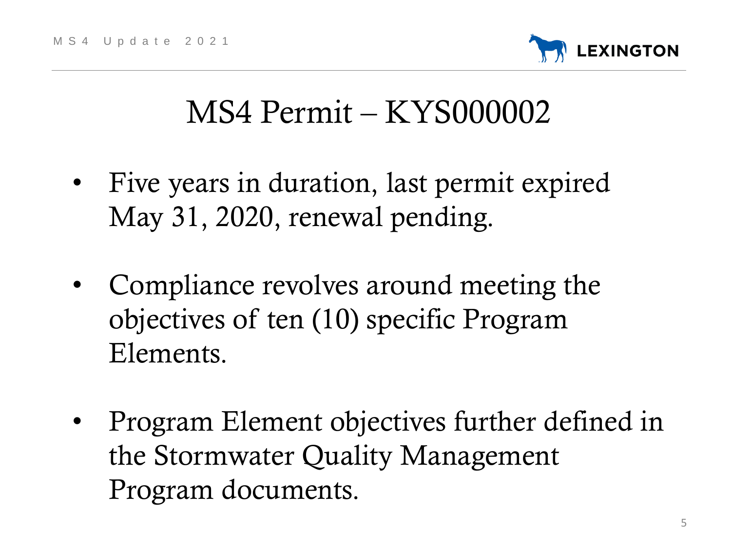# MS4 Permit – KYS000002

- Five years in duration, last permit expired May 31, 2020, renewal pending.
- Compliance revolves around meeting the objectives of ten (10) specific Program Elements.
- Program Element objectives further defined in the Stormwater Quality Management Program documents.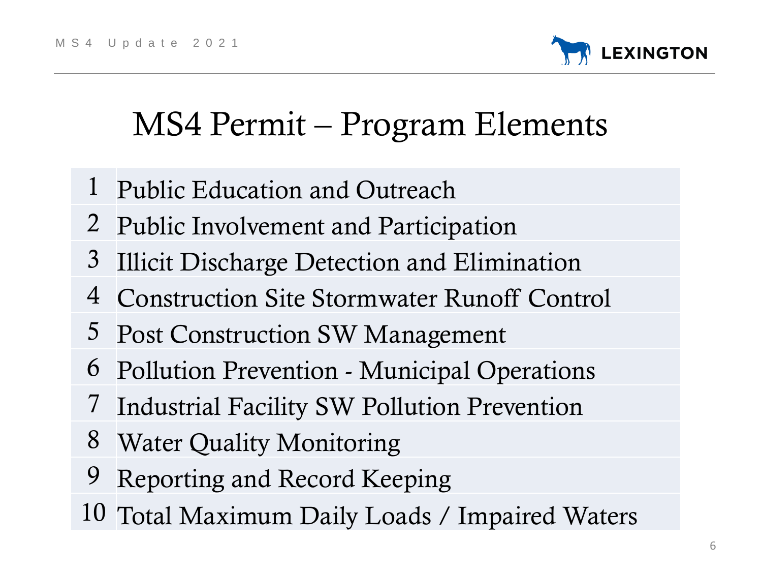# MS4 Permit – Program Elements

| | |
|---|---|
| 1 | Public Education and Outreach |
| 2 | Public Involvement and Participation |
| 3 | Illicit Discharge Detection and Elimination |
| 4 | Construction Site Stormwater Runoff Control |
| 5 | Post Construction SW Management |
| 6 | Pollution Prevention - Municipal Operations |
| 7 | Industrial Facility SW Pollution Prevention |
| 8 | Water Quality Monitoring |
| 9 | Reporting and Record Keeping |
| 10 | Total Maximum Daily Loads / Impaired Waters |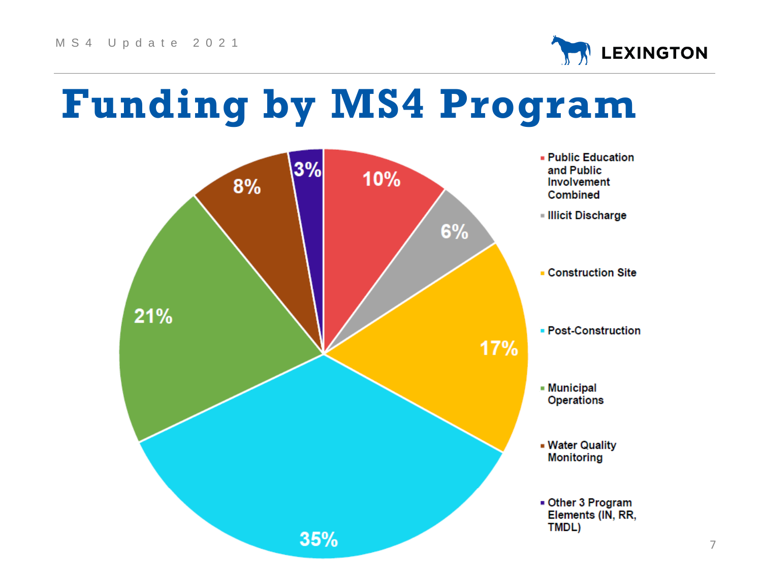# Funding by MS4 Program

| MS4 Program | Funding |
| --- | --- |
| Public Education and Public Involvement Combined | 10% |
| Illicit Discharge | 6% |
| Construction Site | 17% |
| Post-Construction | 35% |
| Municipal Operations | 21% |
| Water Quality Monitoring | 8% |
| Other 3 Program Elements (IN, RR, TMDL) | 3% |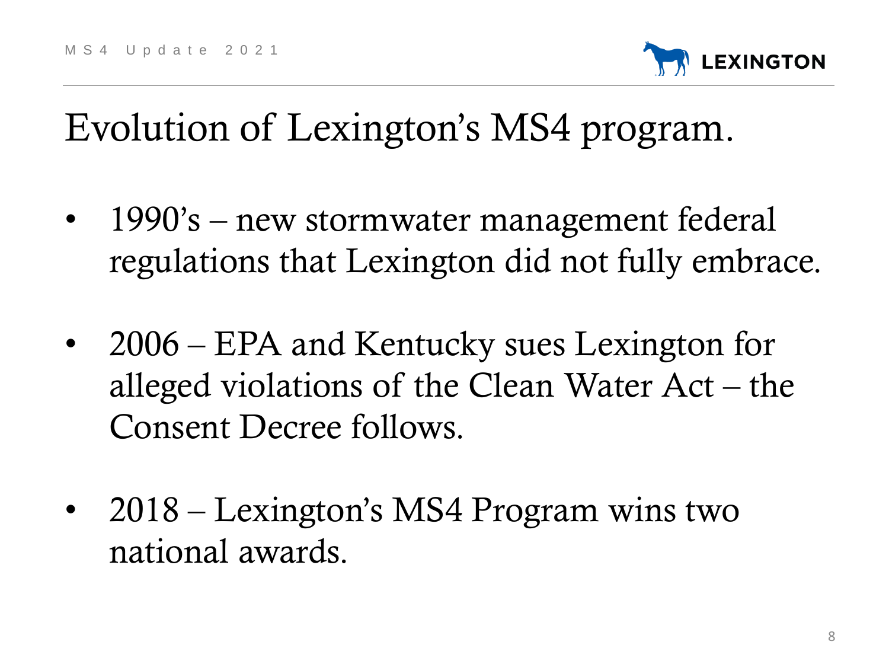# Evolution of Lexington's MS4 program.

- 1990's – new stormwater management federal regulations that Lexington did not fully embrace.
- 2006 – EPA and Kentucky sues Lexington for alleged violations of the Clean Water Act – the Consent Decree follows.
- 2018 – Lexington's MS4 Program wins two national awards.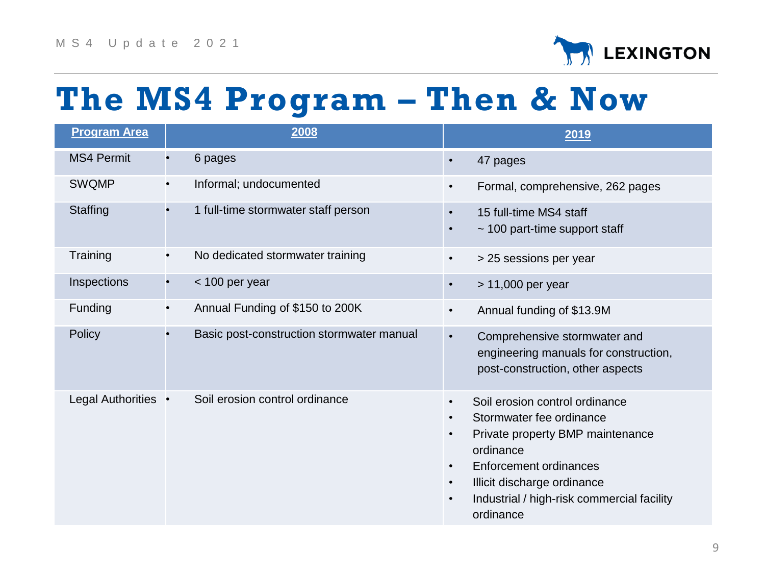# The MS4 Program – Then & Now

| Program Area | 2008 | 2019 |
|---|---|---|
| MS4 Permit | • 6 pages | • 47 pages |
| SWQMP | • Informal; undocumented | • Formal, comprehensive, 262 pages |
| Staffing | • 1 full-time stormwater staff person | • 15 full-time MS4 staff<br>• ~ 100 part-time support staff |
| Training | • No dedicated stormwater training | • > 25 sessions per year |
| Inspections | • < 100 per year | • > 11,000 per year |
| Funding | • Annual Funding of $150 to 200K | • Annual funding of $13.9M |
| Policy | • Basic post-construction stormwater manual | • Comprehensive stormwater and engineering manuals for construction, post-construction, other aspects |
| Legal Authorities | • Soil erosion control ordinance | • Soil erosion control ordinance<br>• Stormwater fee ordinance<br>• Private property BMP maintenance ordinance<br>• Enforcement ordinances<br>• Illicit discharge ordinance<br>• Industrial / high-risk commercial facility ordinance |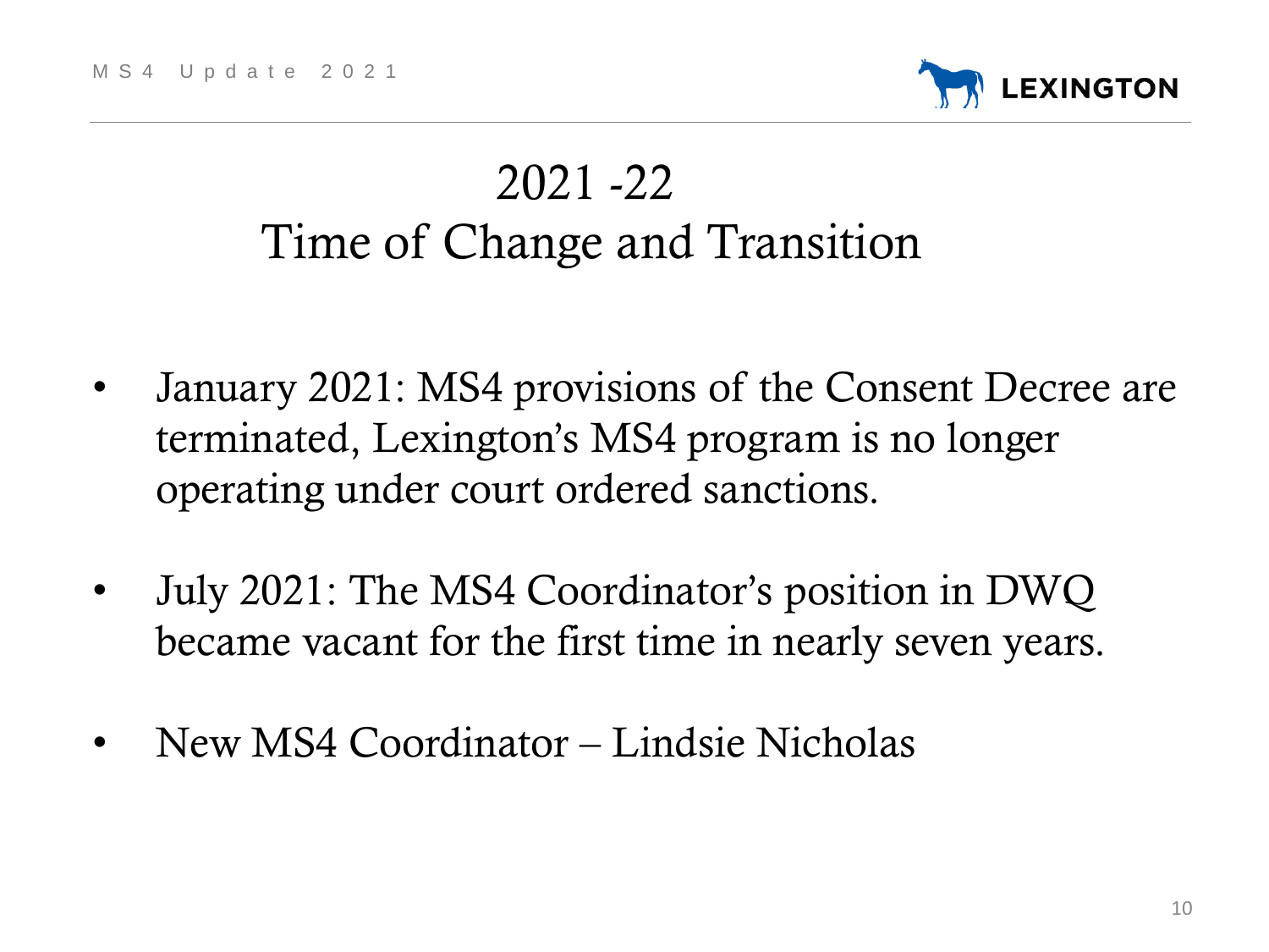# 2021 -22
# Time of Change and Transition

- January 2021: MS4 provisions of the Consent Decree are terminated, Lexington's MS4 program is no longer operating under court ordered sanctions.

- July 2021: The MS4 Coordinator's position in DWQ became vacant for the first time in nearly seven years.

- New MS4 Coordinator – Lindsie Nicholas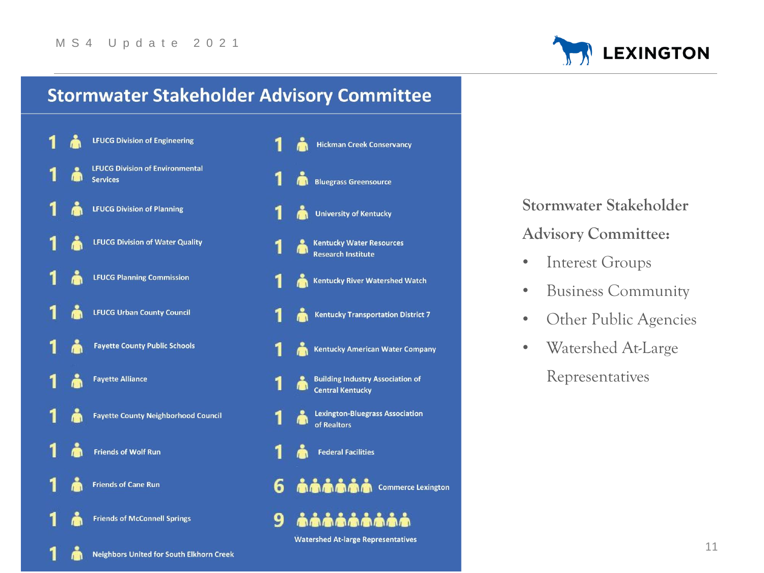## Stormwater Stakeholder Advisory Committee

| Count | Member | Count | Member |
|---|---|---|---|
| 1 | LFUCG Division of Engineering | 1 | Hickman Creek Conservancy |
| 1 | LFUCG Division of Environmental Services | 1 | Bluegrass Greensource |
| 1 | LFUCG Division of Planning | 1 | University of Kentucky |
| 1 | LFUCG Division of Water Quality | 1 | Kentucky Water Resources Research Institute |
| 1 | LFUCG Planning Commission | 1 | Kentucky River Watershed Watch |
| 1 | LFUCG Urban County Council | 1 | Kentucky Transportation District 7 |
| 1 | Fayette County Public Schools | 1 | Kentucky American Water Company |
| 1 | Fayette Alliance | 1 | Building Industry Association of Central Kentucky |
| 1 | Fayette County Neighborhood Council | 1 | Lexington-Bluegrass Association of Realtors |
| 1 | Friends of Wolf Run | 1 | Federal Facilities |
| 1 | Friends of Cane Run | 6 | Commerce Lexington |
| 1 | Friends of McConnell Springs | 9 | Watershed At-large Representatives |
| 1 | Neighbors United for South Elkhorn Creek | | |

**Stormwater Stakeholder Advisory Committee:**

- Interest Groups
- Business Community
- Other Public Agencies
- Watershed At-Large Representatives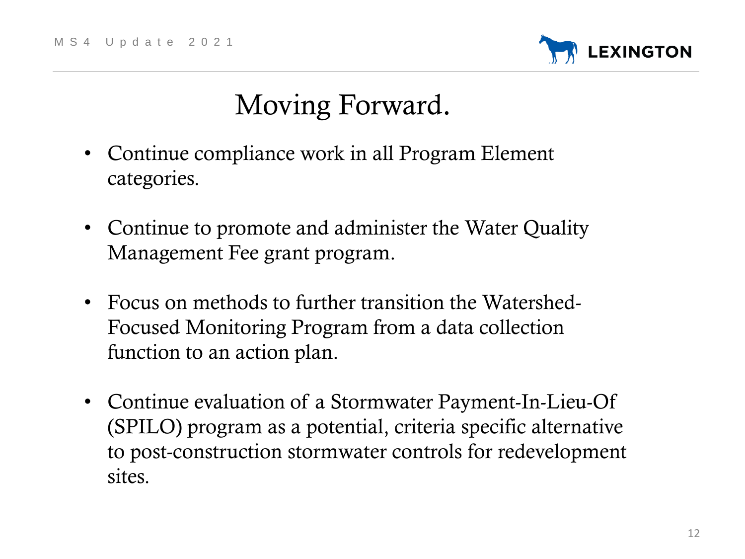# Moving Forward.

- Continue compliance work in all Program Element categories.
- Continue to promote and administer the Water Quality Management Fee grant program.
- Focus on methods to further transition the Watershed-Focused Monitoring Program from a data collection function to an action plan.
- Continue evaluation of a Stormwater Payment-In-Lieu-Of (SPILO) program as a potential, criteria specific alternative to post-construction stormwater controls for redevelopment sites.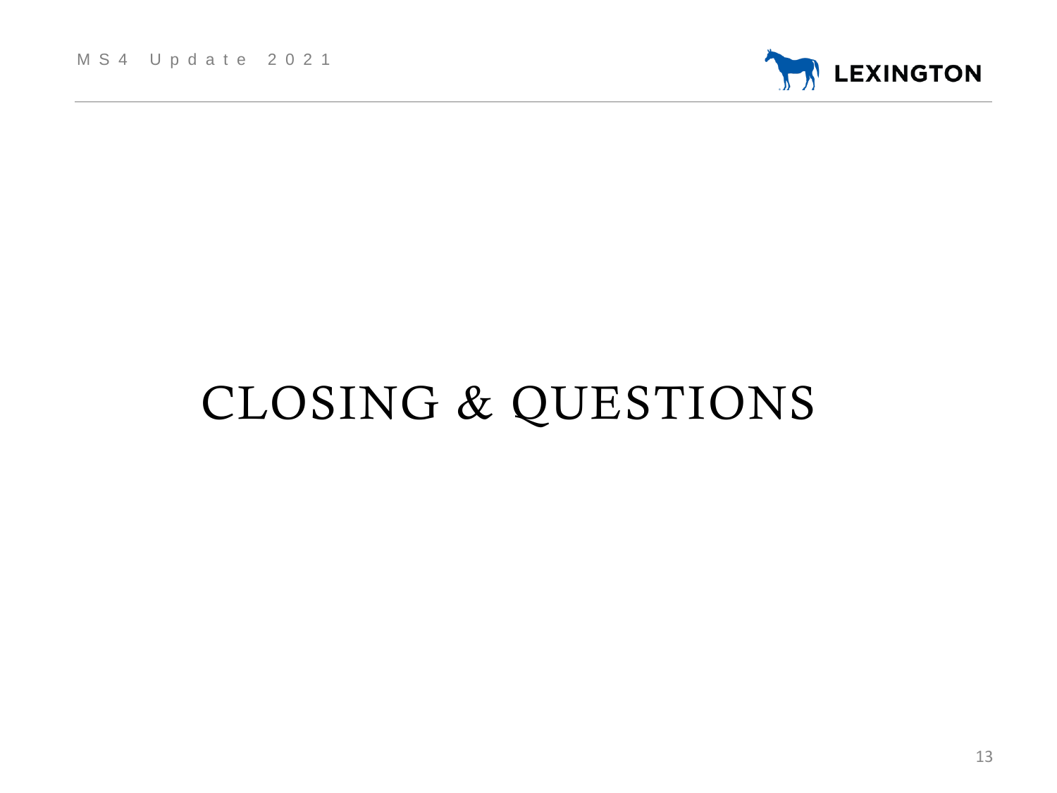# CLOSING & QUESTIONS